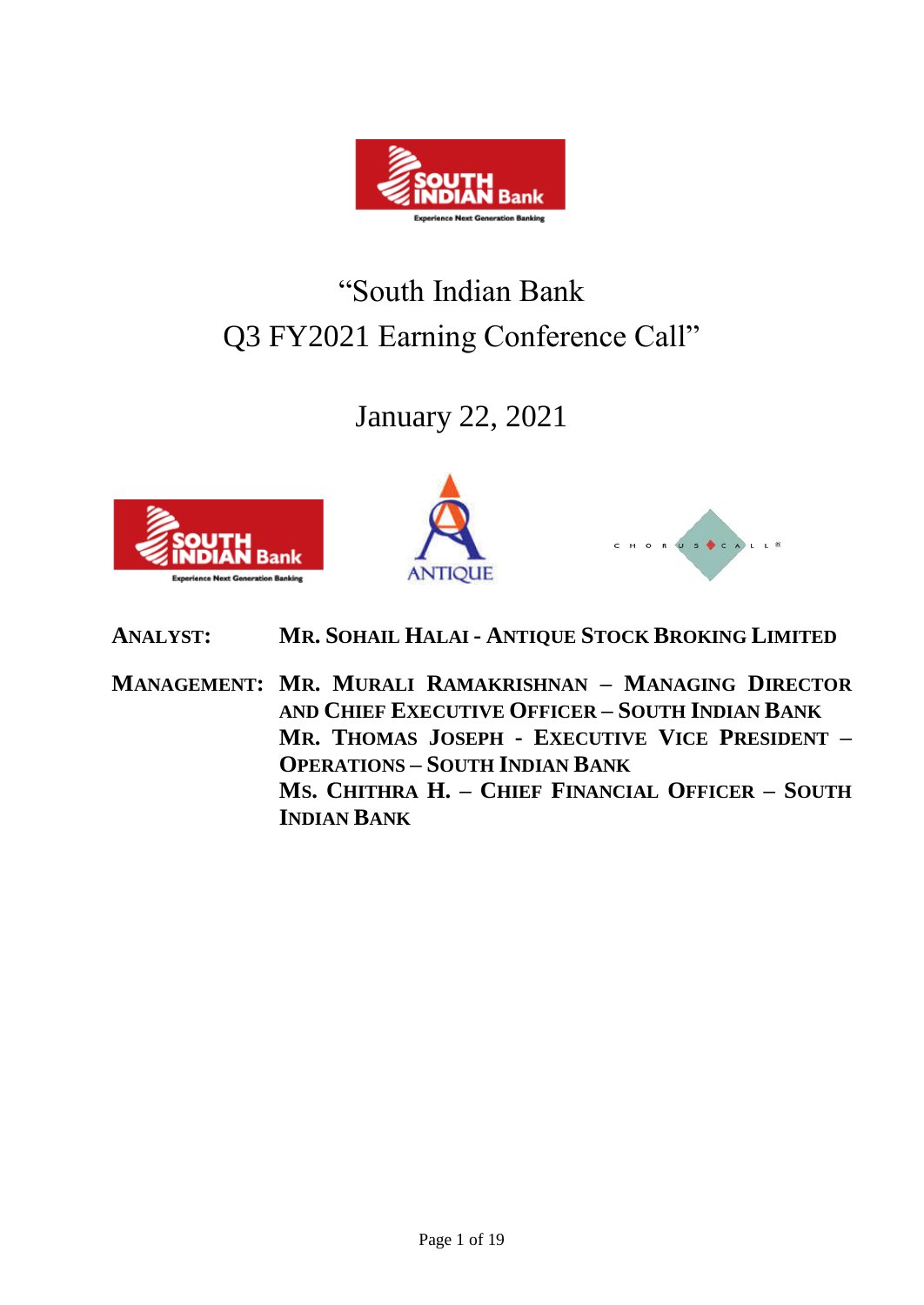# "South Indian Bank Q3 FY2021 Earning Conference Call"

January 22, 2021

**ANALYST:** **MR. SOHAIL HALAI - ANTIQUE STOCK BROKING LIMITED**

**MANAGEMENT:** **MR. MURALI RAMAKRISHNAN – MANAGING DIRECTOR AND CHIEF EXECUTIVE OFFICER – SOUTH INDIAN BANK**
**MR. THOMAS JOSEPH - EXECUTIVE VICE PRESIDENT – OPERATIONS – SOUTH INDIAN BANK**
**MS. CHITHRA H. – CHIEF FINANCIAL OFFICER – SOUTH INDIAN BANK**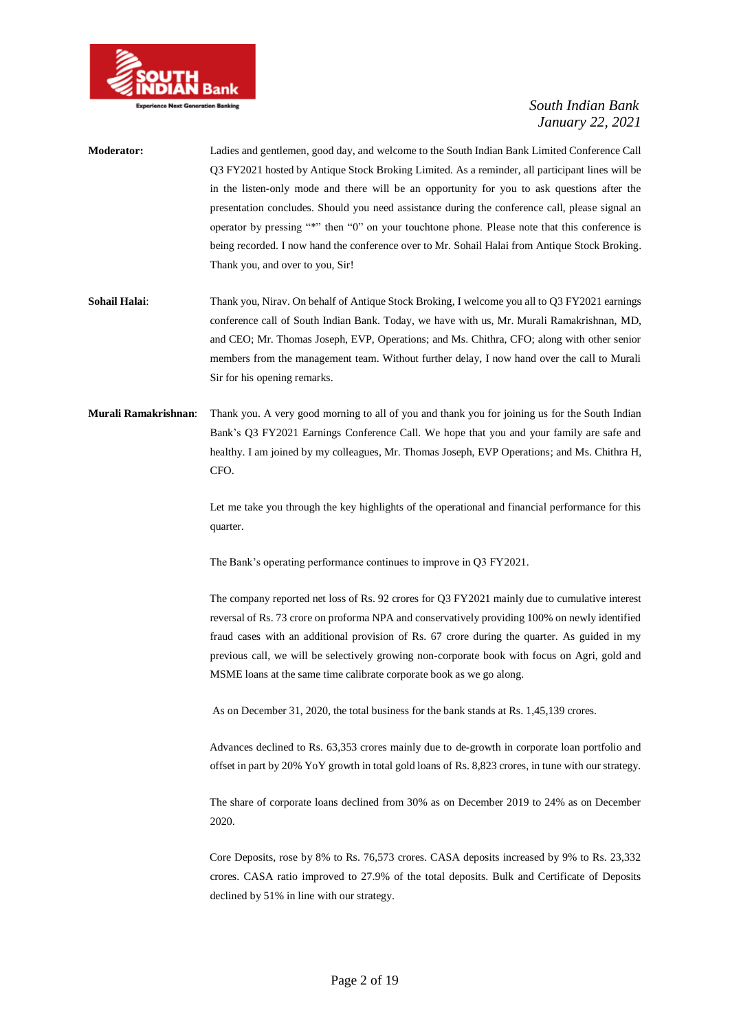**Moderator:** Ladies and gentlemen, good day, and welcome to the South Indian Bank Limited Conference Call Q3 FY2021 hosted by Antique Stock Broking Limited. As a reminder, all participant lines will be in the listen-only mode and there will be an opportunity for you to ask questions after the presentation concludes. Should you need assistance during the conference call, please signal an operator by pressing "*" then "0" on your touchtone phone. Please note that this conference is being recorded. I now hand the conference over to Mr. Sohail Halai from Antique Stock Broking. Thank you, and over to you, Sir!

**Sohail Halai**: Thank you, Nirav. On behalf of Antique Stock Broking, I welcome you all to Q3 FY2021 earnings conference call of South Indian Bank. Today, we have with us, Mr. Murali Ramakrishnan, MD, and CEO; Mr. Thomas Joseph, EVP, Operations; and Ms. Chithra, CFO; along with other senior members from the management team. Without further delay, I now hand over the call to Murali Sir for his opening remarks.

**Murali Ramakrishnan**: Thank you. A very good morning to all of you and thank you for joining us for the South Indian Bank's Q3 FY2021 Earnings Conference Call. We hope that you and your family are safe and healthy. I am joined by my colleagues, Mr. Thomas Joseph, EVP Operations; and Ms. Chithra H, CFO.

Let me take you through the key highlights of the operational and financial performance for this quarter.

The Bank's operating performance continues to improve in Q3 FY2021.

The company reported net loss of Rs. 92 crores for Q3 FY2021 mainly due to cumulative interest reversal of Rs. 73 crore on proforma NPA and conservatively providing 100% on newly identified fraud cases with an additional provision of Rs. 67 crore during the quarter. As guided in my previous call, we will be selectively growing non-corporate book with focus on Agri, gold and MSME loans at the same time calibrate corporate book as we go along.

As on December 31, 2020, the total business for the bank stands at Rs. 1,45,139 crores.

Advances declined to Rs. 63,353 crores mainly due to de-growth in corporate loan portfolio and offset in part by 20% YoY growth in total gold loans of Rs. 8,823 crores, in tune with our strategy.

The share of corporate loans declined from 30% as on December 2019 to 24% as on December 2020.

Core Deposits, rose by 8% to Rs. 76,573 crores. CASA deposits increased by 9% to Rs. 23,332 crores. CASA ratio improved to 27.9% of the total deposits. Bulk and Certificate of Deposits declined by 51% in line with our strategy.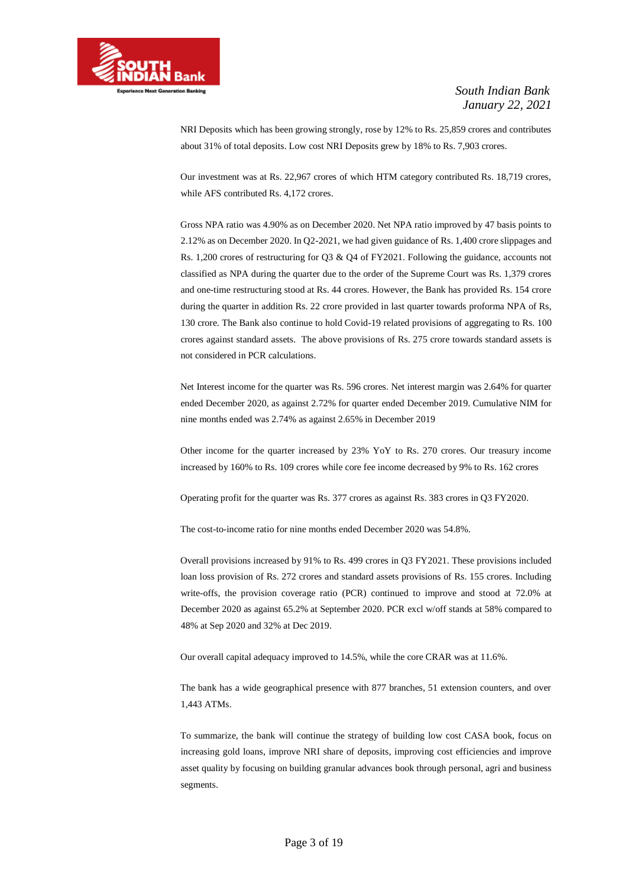NRI Deposits which has been growing strongly, rose by 12% to Rs. 25,859 crores and contributes about 31% of total deposits. Low cost NRI Deposits grew by 18% to Rs. 7,903 crores.

Our investment was at Rs. 22,967 crores of which HTM category contributed Rs. 18,719 crores, while AFS contributed Rs. 4,172 crores.

Gross NPA ratio was 4.90% as on December 2020. Net NPA ratio improved by 47 basis points to 2.12% as on December 2020. In Q2-2021, we had given guidance of Rs. 1,400 crore slippages and Rs. 1,200 crores of restructuring for Q3 & Q4 of FY2021. Following the guidance, accounts not classified as NPA during the quarter due to the order of the Supreme Court was Rs. 1,379 crores and one-time restructuring stood at Rs. 44 crores. However, the Bank has provided Rs. 154 crore during the quarter in addition Rs. 22 crore provided in last quarter towards proforma NPA of Rs, 130 crore. The Bank also continue to hold Covid-19 related provisions of aggregating to Rs. 100 crores against standard assets. The above provisions of Rs. 275 crore towards standard assets is not considered in PCR calculations.

Net Interest income for the quarter was Rs. 596 crores. Net interest margin was 2.64% for quarter ended December 2020, as against 2.72% for quarter ended December 2019. Cumulative NIM for nine months ended was 2.74% as against 2.65% in December 2019

Other income for the quarter increased by 23% YoY to Rs. 270 crores. Our treasury income increased by 160% to Rs. 109 crores while core fee income decreased by 9% to Rs. 162 crores

Operating profit for the quarter was Rs. 377 crores as against Rs. 383 crores in Q3 FY2020.

The cost-to-income ratio for nine months ended December 2020 was 54.8%.

Overall provisions increased by 91% to Rs. 499 crores in Q3 FY2021. These provisions included loan loss provision of Rs. 272 crores and standard assets provisions of Rs. 155 crores. Including write-offs, the provision coverage ratio (PCR) continued to improve and stood at 72.0% at December 2020 as against 65.2% at September 2020. PCR excl w/off stands at 58% compared to 48% at Sep 2020 and 32% at Dec 2019.

Our overall capital adequacy improved to 14.5%, while the core CRAR was at 11.6%.

The bank has a wide geographical presence with 877 branches, 51 extension counters, and over 1,443 ATMs.

To summarize, the bank will continue the strategy of building low cost CASA book, focus on increasing gold loans, improve NRI share of deposits, improving cost efficiencies and improve asset quality by focusing on building granular advances book through personal, agri and business segments.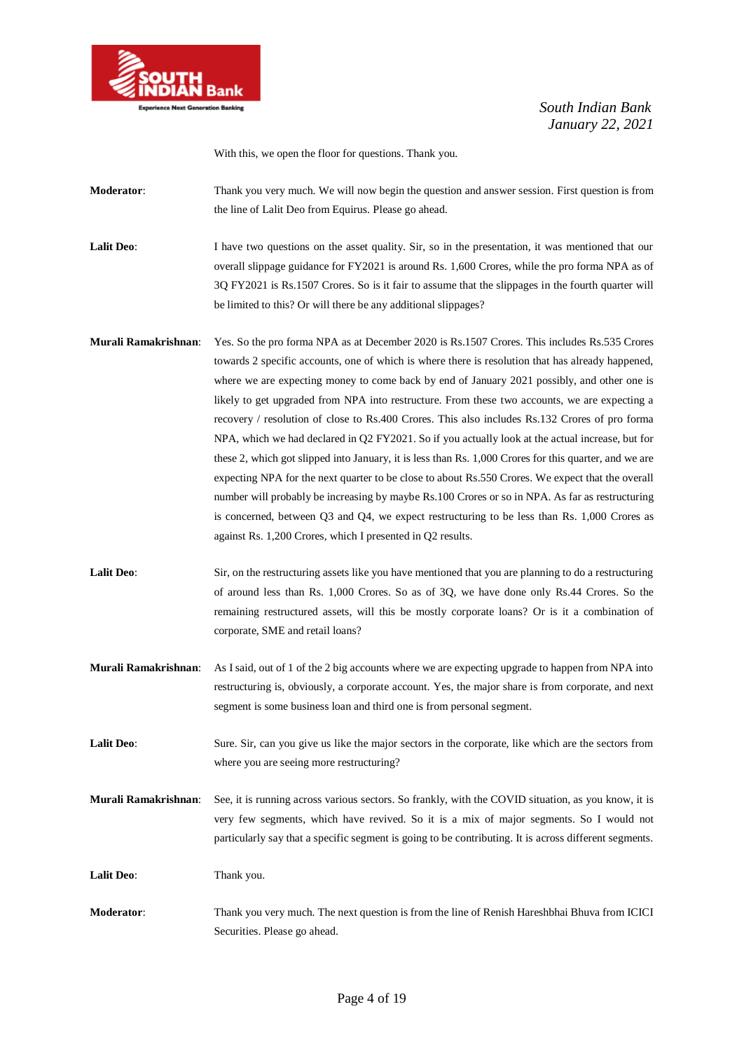With this, we open the floor for questions. Thank you.

**Moderator**: Thank you very much. We will now begin the question and answer session. First question is from the line of Lalit Deo from Equirus. Please go ahead.

**Lalit Deo**: I have two questions on the asset quality. Sir, so in the presentation, it was mentioned that our overall slippage guidance for FY2021 is around Rs. 1,600 Crores, while the pro forma NPA as of 3Q FY2021 is Rs.1507 Crores. So is it fair to assume that the slippages in the fourth quarter will be limited to this? Or will there be any additional slippages?

**Murali Ramakrishnan**: Yes. So the pro forma NPA as at December 2020 is Rs.1507 Crores. This includes Rs.535 Crores towards 2 specific accounts, one of which is where there is resolution that has already happened, where we are expecting money to come back by end of January 2021 possibly, and other one is likely to get upgraded from NPA into restructure. From these two accounts, we are expecting a recovery / resolution of close to Rs.400 Crores. This also includes Rs.132 Crores of pro forma NPA, which we had declared in Q2 FY2021. So if you actually look at the actual increase, but for these 2, which got slipped into January, it is less than Rs. 1,000 Crores for this quarter, and we are expecting NPA for the next quarter to be close to about Rs.550 Crores. We expect that the overall number will probably be increasing by maybe Rs.100 Crores or so in NPA. As far as restructuring is concerned, between Q3 and Q4, we expect restructuring to be less than Rs. 1,000 Crores as against Rs. 1,200 Crores, which I presented in Q2 results.

**Lalit Deo**: Sir, on the restructuring assets like you have mentioned that you are planning to do a restructuring of around less than Rs. 1,000 Crores. So as of 3Q, we have done only Rs.44 Crores. So the remaining restructured assets, will this be mostly corporate loans? Or is it a combination of corporate, SME and retail loans?

**Murali Ramakrishnan**: As I said, out of 1 of the 2 big accounts where we are expecting upgrade to happen from NPA into restructuring is, obviously, a corporate account. Yes, the major share is from corporate, and next segment is some business loan and third one is from personal segment.

**Lalit Deo**: Sure. Sir, can you give us like the major sectors in the corporate, like which are the sectors from where you are seeing more restructuring?

**Murali Ramakrishnan**: See, it is running across various sectors. So frankly, with the COVID situation, as you know, it is very few segments, which have revived. So it is a mix of major segments. So I would not particularly say that a specific segment is going to be contributing. It is across different segments.

**Lalit Deo**: Thank you.

**Moderator**: Thank you very much. The next question is from the line of Renish Hareshbhai Bhuva from ICICI Securities. Please go ahead.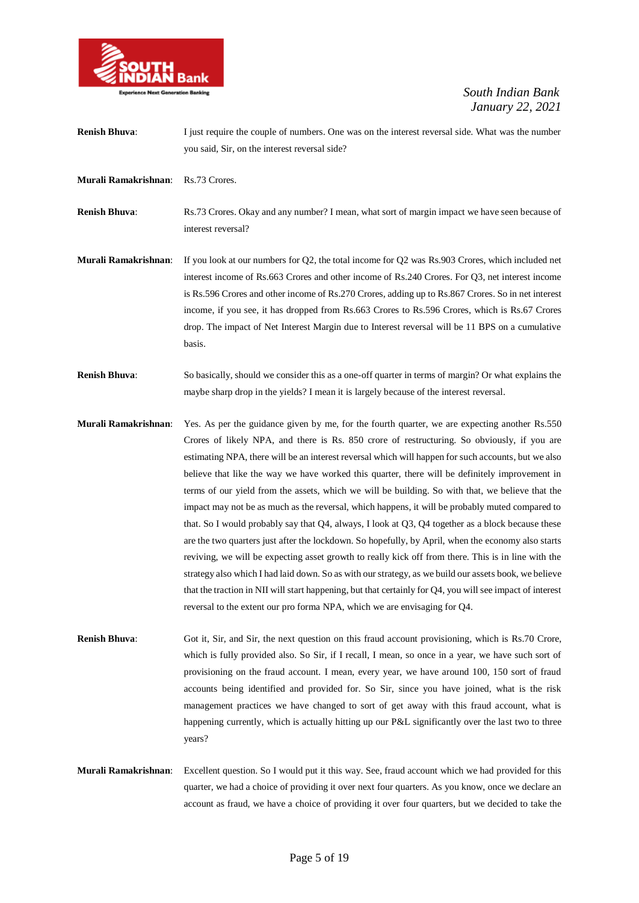**Renish Bhuva**: I just require the couple of numbers. One was on the interest reversal side. What was the number you said, Sir, on the interest reversal side?

**Murali Ramakrishnan**: Rs.73 Crores.

**Renish Bhuva**: Rs.73 Crores. Okay and any number? I mean, what sort of margin impact we have seen because of interest reversal?

**Murali Ramakrishnan**: If you look at our numbers for Q2, the total income for Q2 was Rs.903 Crores, which included net interest income of Rs.663 Crores and other income of Rs.240 Crores. For Q3, net interest income is Rs.596 Crores and other income of Rs.270 Crores, adding up to Rs.867 Crores. So in net interest income, if you see, it has dropped from Rs.663 Crores to Rs.596 Crores, which is Rs.67 Crores drop. The impact of Net Interest Margin due to Interest reversal will be 11 BPS on a cumulative basis.

**Renish Bhuva**: So basically, should we consider this as a one-off quarter in terms of margin? Or what explains the maybe sharp drop in the yields? I mean it is largely because of the interest reversal.

**Murali Ramakrishnan**: Yes. As per the guidance given by me, for the fourth quarter, we are expecting another Rs.550 Crores of likely NPA, and there is Rs. 850 crore of restructuring. So obviously, if you are estimating NPA, there will be an interest reversal which will happen for such accounts, but we also believe that like the way we have worked this quarter, there will be definitely improvement in terms of our yield from the assets, which we will be building. So with that, we believe that the impact may not be as much as the reversal, which happens, it will be probably muted compared to that. So I would probably say that Q4, always, I look at Q3, Q4 together as a block because these are the two quarters just after the lockdown. So hopefully, by April, when the economy also starts reviving, we will be expecting asset growth to really kick off from there. This is in line with the strategy also which I had laid down. So as with our strategy, as we build our assets book, we believe that the traction in NII will start happening, but that certainly for Q4, you will see impact of interest reversal to the extent our pro forma NPA, which we are envisaging for Q4.

**Renish Bhuva**: Got it, Sir, and Sir, the next question on this fraud account provisioning, which is Rs.70 Crore, which is fully provided also. So Sir, if I recall, I mean, so once in a year, we have such sort of provisioning on the fraud account. I mean, every year, we have around 100, 150 sort of fraud accounts being identified and provided for. So Sir, since you have joined, what is the risk management practices we have changed to sort of get away with this fraud account, what is happening currently, which is actually hitting up our P&L significantly over the last two to three years?

**Murali Ramakrishnan**: Excellent question. So I would put it this way. See, fraud account which we had provided for this quarter, we had a choice of providing it over next four quarters. As you know, once we declare an account as fraud, we have a choice of providing it over four quarters, but we decided to take the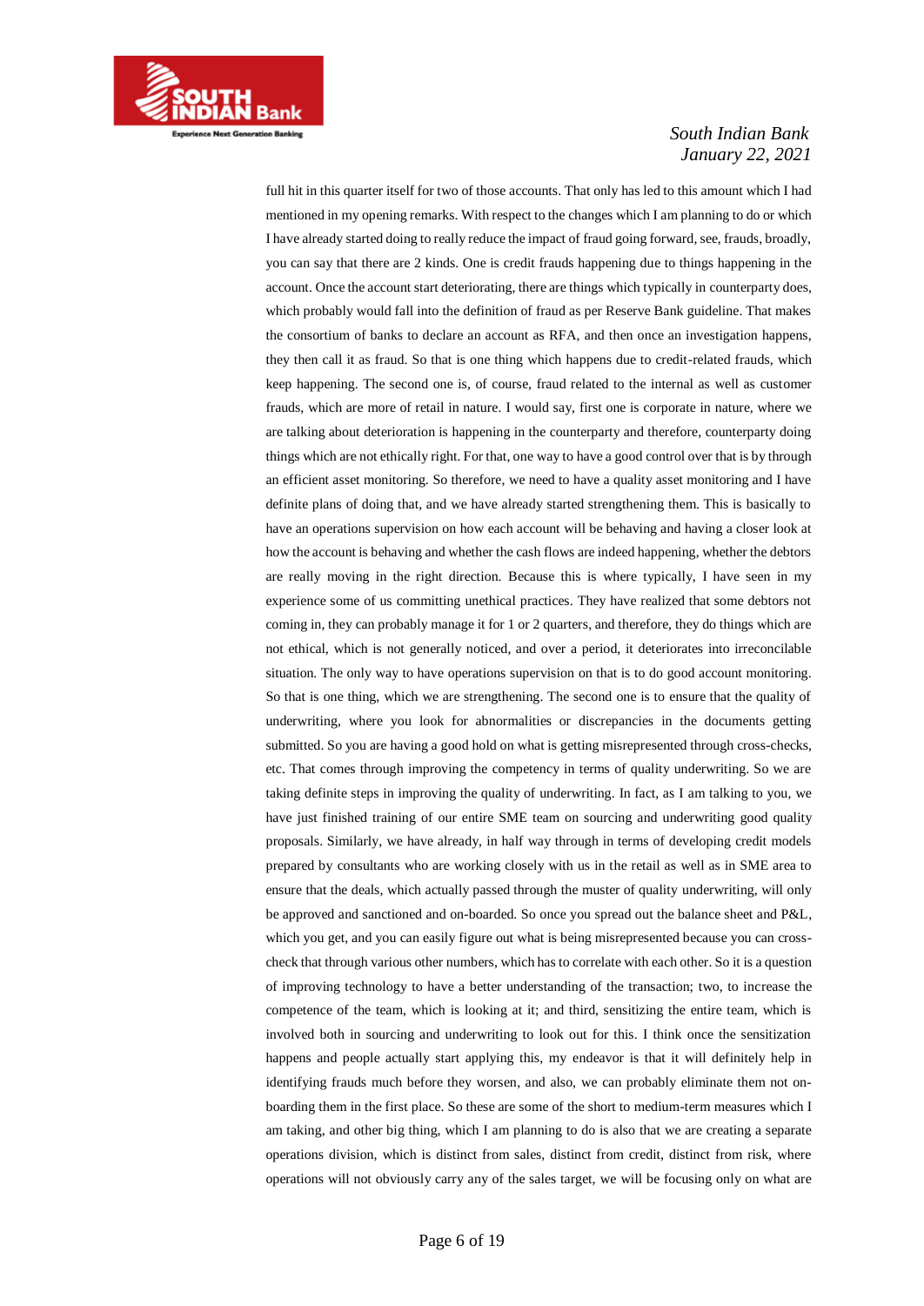full hit in this quarter itself for two of those accounts. That only has led to this amount which I had mentioned in my opening remarks. With respect to the changes which I am planning to do or which I have already started doing to really reduce the impact of fraud going forward, see, frauds, broadly, you can say that there are 2 kinds. One is credit frauds happening due to things happening in the account. Once the account start deteriorating, there are things which typically in counterparty does, which probably would fall into the definition of fraud as per Reserve Bank guideline. That makes the consortium of banks to declare an account as RFA, and then once an investigation happens, they then call it as fraud. So that is one thing which happens due to credit-related frauds, which keep happening. The second one is, of course, fraud related to the internal as well as customer frauds, which are more of retail in nature. I would say, first one is corporate in nature, where we are talking about deterioration is happening in the counterparty and therefore, counterparty doing things which are not ethically right. For that, one way to have a good control over that is by through an efficient asset monitoring. So therefore, we need to have a quality asset monitoring and I have definite plans of doing that, and we have already started strengthening them. This is basically to have an operations supervision on how each account will be behaving and having a closer look at how the account is behaving and whether the cash flows are indeed happening, whether the debtors are really moving in the right direction. Because this is where typically, I have seen in my experience some of us committing unethical practices. They have realized that some debtors not coming in, they can probably manage it for 1 or 2 quarters, and therefore, they do things which are not ethical, which is not generally noticed, and over a period, it deteriorates into irreconcilable situation. The only way to have operations supervision on that is to do good account monitoring. So that is one thing, which we are strengthening. The second one is to ensure that the quality of underwriting, where you look for abnormalities or discrepancies in the documents getting submitted. So you are having a good hold on what is getting misrepresented through cross-checks, etc. That comes through improving the competency in terms of quality underwriting. So we are taking definite steps in improving the quality of underwriting. In fact, as I am talking to you, we have just finished training of our entire SME team on sourcing and underwriting good quality proposals. Similarly, we have already, in half way through in terms of developing credit models prepared by consultants who are working closely with us in the retail as well as in SME area to ensure that the deals, which actually passed through the muster of quality underwriting, will only be approved and sanctioned and on-boarded. So once you spread out the balance sheet and P&L, which you get, and you can easily figure out what is being misrepresented because you can cross-check that through various other numbers, which has to correlate with each other. So it is a question of improving technology to have a better understanding of the transaction; two, to increase the competence of the team, which is looking at it; and third, sensitizing the entire team, which is involved both in sourcing and underwriting to look out for this. I think once the sensitization happens and people actually start applying this, my endeavor is that it will definitely help in identifying frauds much before they worsen, and also, we can probably eliminate them not on-boarding them in the first place. So these are some of the short to medium-term measures which I am taking, and other big thing, which I am planning to do is also that we are creating a separate operations division, which is distinct from sales, distinct from credit, distinct from risk, where operations will not obviously carry any of the sales target, we will be focusing only on what are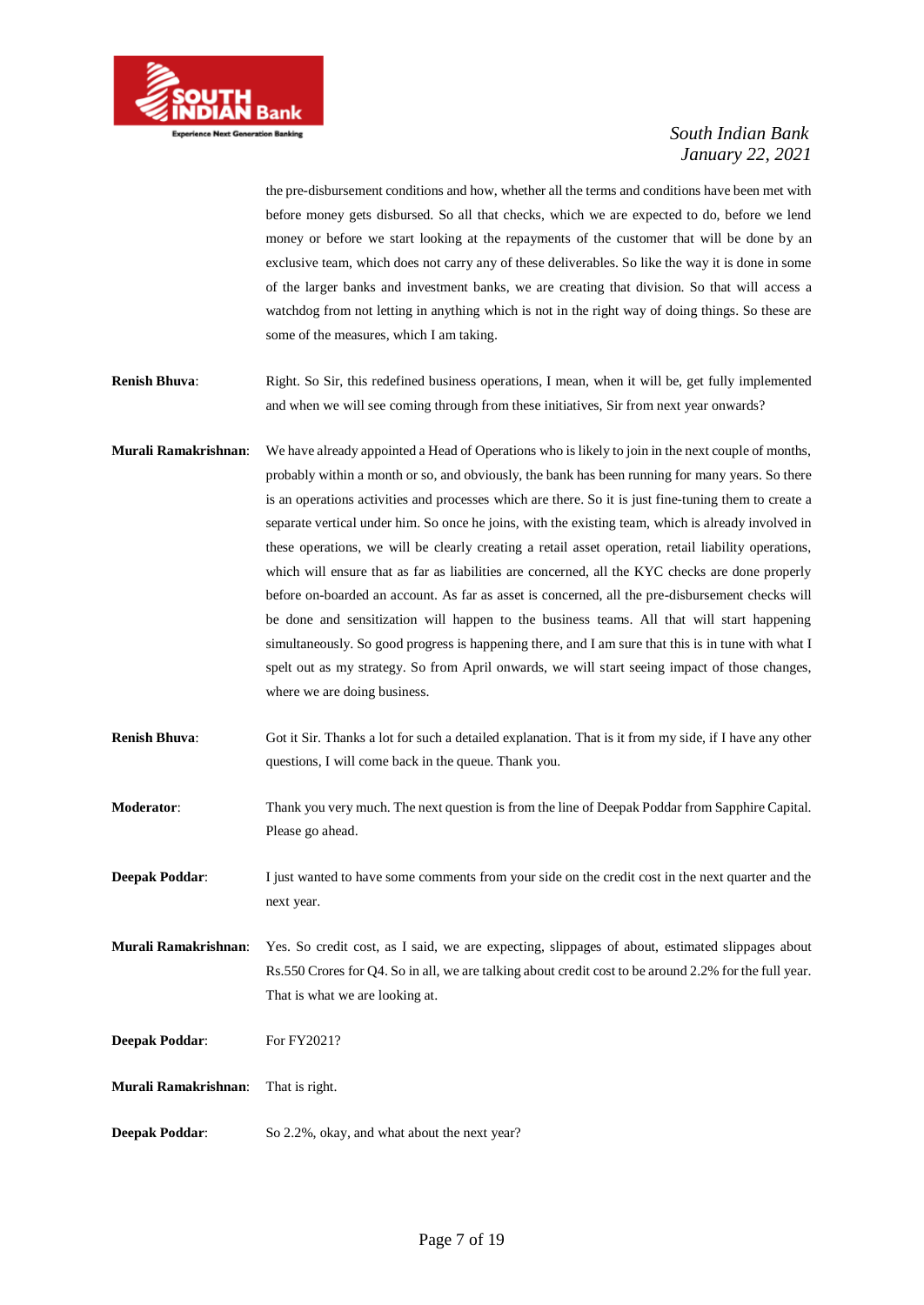the pre-disbursement conditions and how, whether all the terms and conditions have been met with before money gets disbursed. So all that checks, which we are expected to do, before we lend money or before we start looking at the repayments of the customer that will be done by an exclusive team, which does not carry any of these deliverables. So like the way it is done in some of the larger banks and investment banks, we are creating that division. So that will access a watchdog from not letting in anything which is not in the right way of doing things. So these are some of the measures, which I am taking.

**Renish Bhuva**: Right. So Sir, this redefined business operations, I mean, when it will be, get fully implemented and when we will see coming through from these initiatives, Sir from next year onwards?

**Murali Ramakrishnan**: We have already appointed a Head of Operations who is likely to join in the next couple of months, probably within a month or so, and obviously, the bank has been running for many years. So there is an operations activities and processes which are there. So it is just fine-tuning them to create a separate vertical under him. So once he joins, with the existing team, which is already involved in these operations, we will be clearly creating a retail asset operation, retail liability operations, which will ensure that as far as liabilities are concerned, all the KYC checks are done properly before on-boarded an account. As far as asset is concerned, all the pre-disbursement checks will be done and sensitization will happen to the business teams. All that will start happening simultaneously. So good progress is happening there, and I am sure that this is in tune with what I spelt out as my strategy. So from April onwards, we will start seeing impact of those changes, where we are doing business.

**Renish Bhuva**: Got it Sir. Thanks a lot for such a detailed explanation. That is it from my side, if I have any other questions, I will come back in the queue. Thank you.

**Moderator**: Thank you very much. The next question is from the line of Deepak Poddar from Sapphire Capital. Please go ahead.

**Deepak Poddar**: I just wanted to have some comments from your side on the credit cost in the next quarter and the next year.

**Murali Ramakrishnan**: Yes. So credit cost, as I said, we are expecting, slippages of about, estimated slippages about Rs.550 Crores for Q4. So in all, we are talking about credit cost to be around 2.2% for the full year. That is what we are looking at.

**Deepak Poddar**: For FY2021?

**Murali Ramakrishnan**: That is right.

**Deepak Poddar**: So 2.2%, okay, and what about the next year?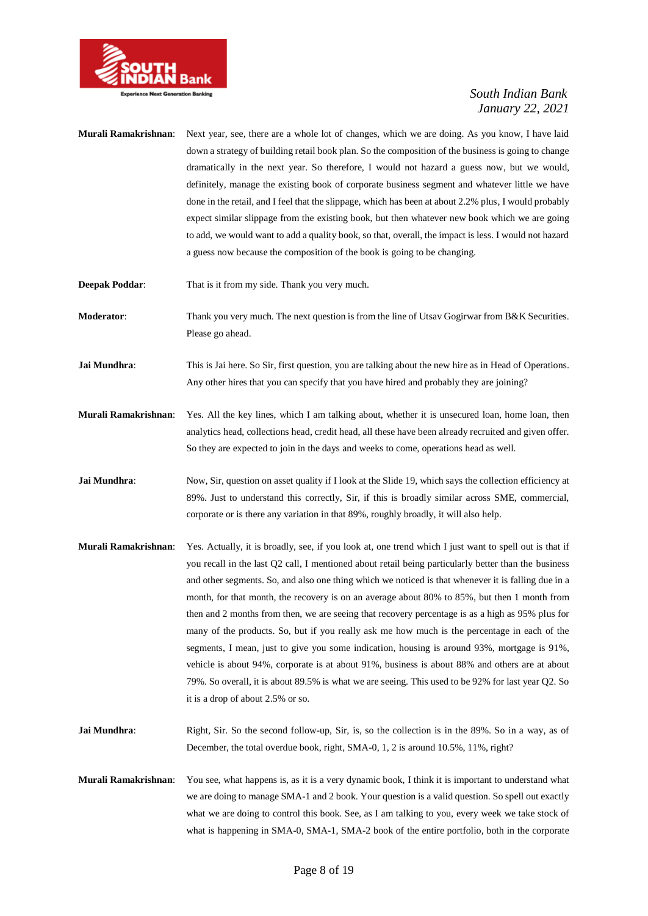**Murali Ramakrishnan**: Next year, see, there are a whole lot of changes, which we are doing. As you know, I have laid down a strategy of building retail book plan. So the composition of the business is going to change dramatically in the next year. So therefore, I would not hazard a guess now, but we would, definitely, manage the existing book of corporate business segment and whatever little we have done in the retail, and I feel that the slippage, which has been at about 2.2% plus, I would probably expect similar slippage from the existing book, but then whatever new book which we are going to add, we would want to add a quality book, so that, overall, the impact is less. I would not hazard a guess now because the composition of the book is going to be changing.

**Deepak Poddar**: That is it from my side. Thank you very much.

**Moderator**: Thank you very much. The next question is from the line of Utsav Gogirwar from B&K Securities. Please go ahead.

**Jai Mundhra**: This is Jai here. So Sir, first question, you are talking about the new hire as in Head of Operations. Any other hires that you can specify that you have hired and probably they are joining?

**Murali Ramakrishnan**: Yes. All the key lines, which I am talking about, whether it is unsecured loan, home loan, then analytics head, collections head, credit head, all these have been already recruited and given offer. So they are expected to join in the days and weeks to come, operations head as well.

**Jai Mundhra**: Now, Sir, question on asset quality if I look at the Slide 19, which says the collection efficiency at 89%. Just to understand this correctly, Sir, if this is broadly similar across SME, commercial, corporate or is there any variation in that 89%, roughly broadly, it will also help.

**Murali Ramakrishnan**: Yes. Actually, it is broadly, see, if you look at, one trend which I just want to spell out is that if you recall in the last Q2 call, I mentioned about retail being particularly better than the business and other segments. So, and also one thing which we noticed is that whenever it is falling due in a month, for that month, the recovery is on an average about 80% to 85%, but then 1 month from then and 2 months from then, we are seeing that recovery percentage is as a high as 95% plus for many of the products. So, but if you really ask me how much is the percentage in each of the segments, I mean, just to give you some indication, housing is around 93%, mortgage is 91%, vehicle is about 94%, corporate is at about 91%, business is about 88% and others are at about 79%. So overall, it is about 89.5% is what we are seeing. This used to be 92% for last year Q2. So it is a drop of about 2.5% or so.

**Jai Mundhra**: Right, Sir. So the second follow-up, Sir, is, so the collection is in the 89%. So in a way, as of December, the total overdue book, right, SMA-0, 1, 2 is around 10.5%, 11%, right?

**Murali Ramakrishnan**: You see, what happens is, as it is a very dynamic book, I think it is important to understand what we are doing to manage SMA-1 and 2 book. Your question is a valid question. So spell out exactly what we are doing to control this book. See, as I am talking to you, every week we take stock of what is happening in SMA-0, SMA-1, SMA-2 book of the entire portfolio, both in the corporate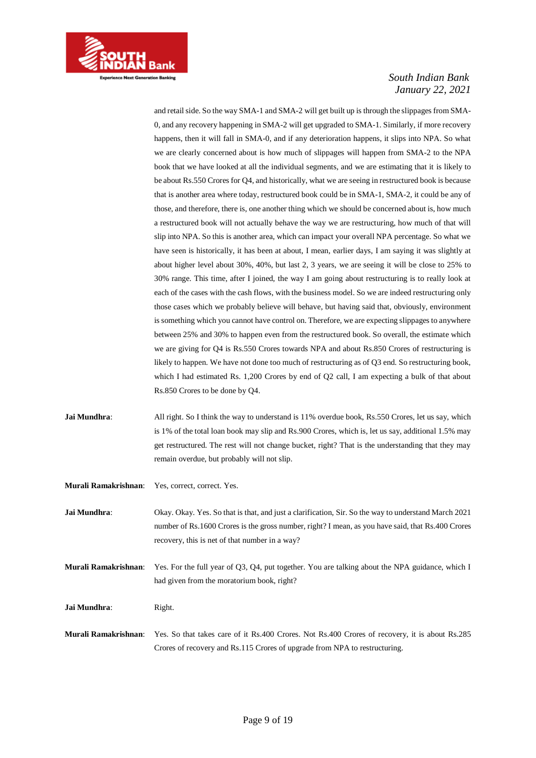and retail side. So the way SMA-1 and SMA-2 will get built up is through the slippages from SMA-0, and any recovery happening in SMA-2 will get upgraded to SMA-1. Similarly, if more recovery happens, then it will fall in SMA-0, and if any deterioration happens, it slips into NPA. So what we are clearly concerned about is how much of slippages will happen from SMA-2 to the NPA book that we have looked at all the individual segments, and we are estimating that it is likely to be about Rs.550 Crores for Q4, and historically, what we are seeing in restructured book is because that is another area where today, restructured book could be in SMA-1, SMA-2, it could be any of those, and therefore, there is, one another thing which we should be concerned about is, how much a restructured book will not actually behave the way we are restructuring, how much of that will slip into NPA. So this is another area, which can impact your overall NPA percentage. So what we have seen is historically, it has been at about, I mean, earlier days, I am saying it was slightly at about higher level about 30%, 40%, but last 2, 3 years, we are seeing it will be close to 25% to 30% range. This time, after I joined, the way I am going about restructuring is to really look at each of the cases with the cash flows, with the business model. So we are indeed restructuring only those cases which we probably believe will behave, but having said that, obviously, environment is something which you cannot have control on. Therefore, we are expecting slippages to anywhere between 25% and 30% to happen even from the restructured book. So overall, the estimate which we are giving for Q4 is Rs.550 Crores towards NPA and about Rs.850 Crores of restructuring is likely to happen. We have not done too much of restructuring as of Q3 end. So restructuring book, which I had estimated Rs. 1,200 Crores by end of Q2 call, I am expecting a bulk of that about Rs.850 Crores to be done by Q4.

**Jai Mundhra**: All right. So I think the way to understand is 11% overdue book, Rs.550 Crores, let us say, which is 1% of the total loan book may slip and Rs.900 Crores, which is, let us say, additional 1.5% may get restructured. The rest will not change bucket, right? That is the understanding that they may remain overdue, but probably will not slip.

**Murali Ramakrishnan**: Yes, correct, correct. Yes.

**Jai Mundhra**: Okay. Okay. Yes. So that is that, and just a clarification, Sir. So the way to understand March 2021 number of Rs.1600 Crores is the gross number, right? I mean, as you have said, that Rs.400 Crores recovery, this is net of that number in a way?

**Murali Ramakrishnan**: Yes. For the full year of Q3, Q4, put together. You are talking about the NPA guidance, which I had given from the moratorium book, right?

**Jai Mundhra**: Right.

**Murali Ramakrishnan**: Yes. So that takes care of it Rs.400 Crores. Not Rs.400 Crores of recovery, it is about Rs.285 Crores of recovery and Rs.115 Crores of upgrade from NPA to restructuring.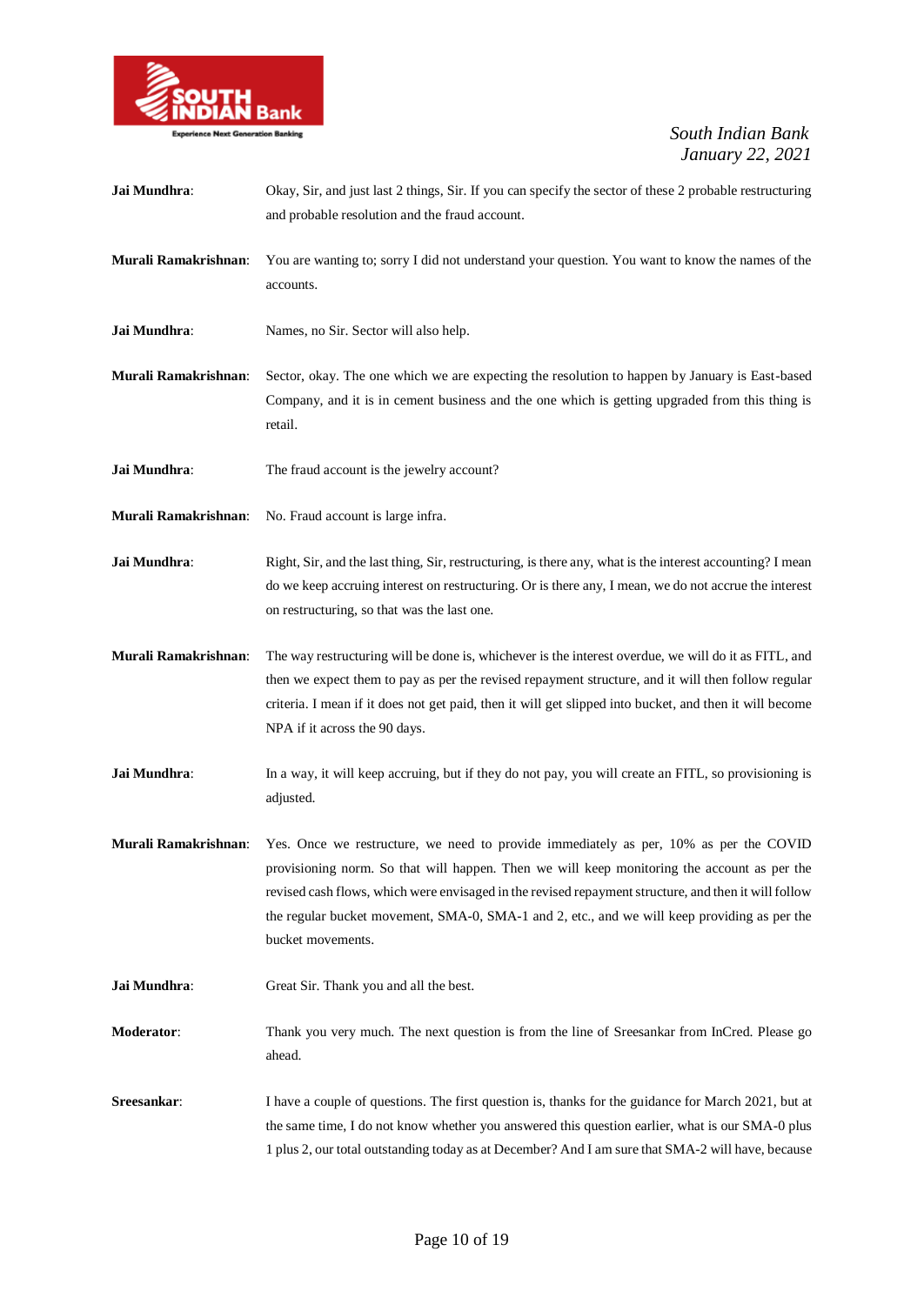**Jai Mundhra**: Okay, Sir, and just last 2 things, Sir. If you can specify the sector of these 2 probable restructuring and probable resolution and the fraud account.

**Murali Ramakrishnan**: You are wanting to; sorry I did not understand your question. You want to know the names of the accounts.

**Jai Mundhra**: Names, no Sir. Sector will also help.

**Murali Ramakrishnan**: Sector, okay. The one which we are expecting the resolution to happen by January is East-based Company, and it is in cement business and the one which is getting upgraded from this thing is retail.

**Jai Mundhra**: The fraud account is the jewelry account?

**Murali Ramakrishnan**: No. Fraud account is large infra.

**Jai Mundhra**: Right, Sir, and the last thing, Sir, restructuring, is there any, what is the interest accounting? I mean do we keep accruing interest on restructuring. Or is there any, I mean, we do not accrue the interest on restructuring, so that was the last one.

**Murali Ramakrishnan**: The way restructuring will be done is, whichever is the interest overdue, we will do it as FITL, and then we expect them to pay as per the revised repayment structure, and it will then follow regular criteria. I mean if it does not get paid, then it will get slipped into bucket, and then it will become NPA if it across the 90 days.

**Jai Mundhra**: In a way, it will keep accruing, but if they do not pay, you will create an FITL, so provisioning is adjusted.

**Murali Ramakrishnan**: Yes. Once we restructure, we need to provide immediately as per, 10% as per the COVID provisioning norm. So that will happen. Then we will keep monitoring the account as per the revised cash flows, which were envisaged in the revised repayment structure, and then it will follow the regular bucket movement, SMA-0, SMA-1 and 2, etc., and we will keep providing as per the bucket movements.

**Jai Mundhra**: Great Sir. Thank you and all the best.

**Moderator**: Thank you very much. The next question is from the line of Sreesankar from InCred. Please go ahead.

**Sreesankar**: I have a couple of questions. The first question is, thanks for the guidance for March 2021, but at the same time, I do not know whether you answered this question earlier, what is our SMA-0 plus 1 plus 2, our total outstanding today as at December? And I am sure that SMA-2 will have, because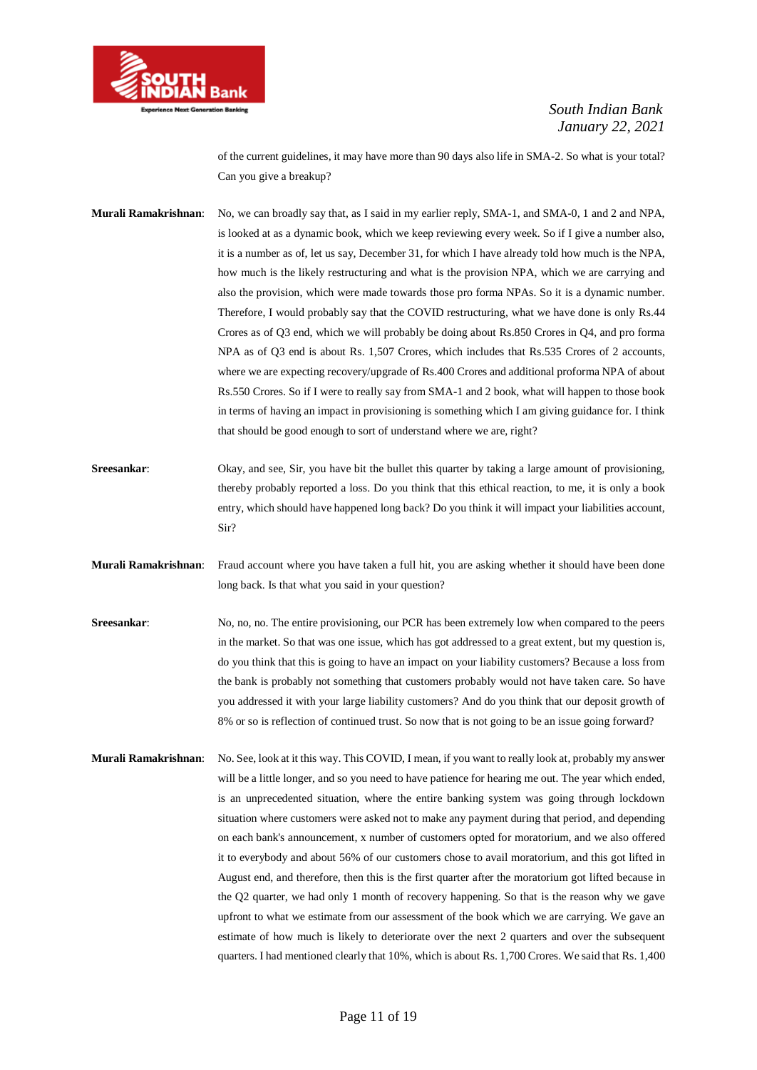of the current guidelines, it may have more than 90 days also life in SMA-2. So what is your total? Can you give a breakup?

**Murali Ramakrishnan**: No, we can broadly say that, as I said in my earlier reply, SMA-1, and SMA-0, 1 and 2 and NPA, is looked at as a dynamic book, which we keep reviewing every week. So if I give a number also, it is a number as of, let us say, December 31, for which I have already told how much is the NPA, how much is the likely restructuring and what is the provision NPA, which we are carrying and also the provision, which were made towards those pro forma NPAs. So it is a dynamic number. Therefore, I would probably say that the COVID restructuring, what we have done is only Rs.44 Crores as of Q3 end, which we will probably be doing about Rs.850 Crores in Q4, and pro forma NPA as of Q3 end is about Rs. 1,507 Crores, which includes that Rs.535 Crores of 2 accounts, where we are expecting recovery/upgrade of Rs.400 Crores and additional proforma NPA of about Rs.550 Crores. So if I were to really say from SMA-1 and 2 book, what will happen to those book in terms of having an impact in provisioning is something which I am giving guidance for. I think that should be good enough to sort of understand where we are, right?

**Sreesankar**: Okay, and see, Sir, you have bit the bullet this quarter by taking a large amount of provisioning, thereby probably reported a loss. Do you think that this ethical reaction, to me, it is only a book entry, which should have happened long back? Do you think it will impact your liabilities account, Sir?

**Murali Ramakrishnan**: Fraud account where you have taken a full hit, you are asking whether it should have been done long back. Is that what you said in your question?

**Sreesankar**: No, no, no. The entire provisioning, our PCR has been extremely low when compared to the peers in the market. So that was one issue, which has got addressed to a great extent, but my question is, do you think that this is going to have an impact on your liability customers? Because a loss from the bank is probably not something that customers probably would not have taken care. So have you addressed it with your large liability customers? And do you think that our deposit growth of 8% or so is reflection of continued trust. So now that is not going to be an issue going forward?

**Murali Ramakrishnan**: No. See, look at it this way. This COVID, I mean, if you want to really look at, probably my answer will be a little longer, and so you need to have patience for hearing me out. The year which ended, is an unprecedented situation, where the entire banking system was going through lockdown situation where customers were asked not to make any payment during that period, and depending on each bank's announcement, x number of customers opted for moratorium, and we also offered it to everybody and about 56% of our customers chose to avail moratorium, and this got lifted in August end, and therefore, then this is the first quarter after the moratorium got lifted because in the Q2 quarter, we had only 1 month of recovery happening. So that is the reason why we gave upfront to what we estimate from our assessment of the book which we are carrying. We gave an estimate of how much is likely to deteriorate over the next 2 quarters and over the subsequent quarters. I had mentioned clearly that 10%, which is about Rs. 1,700 Crores. We said that Rs. 1,400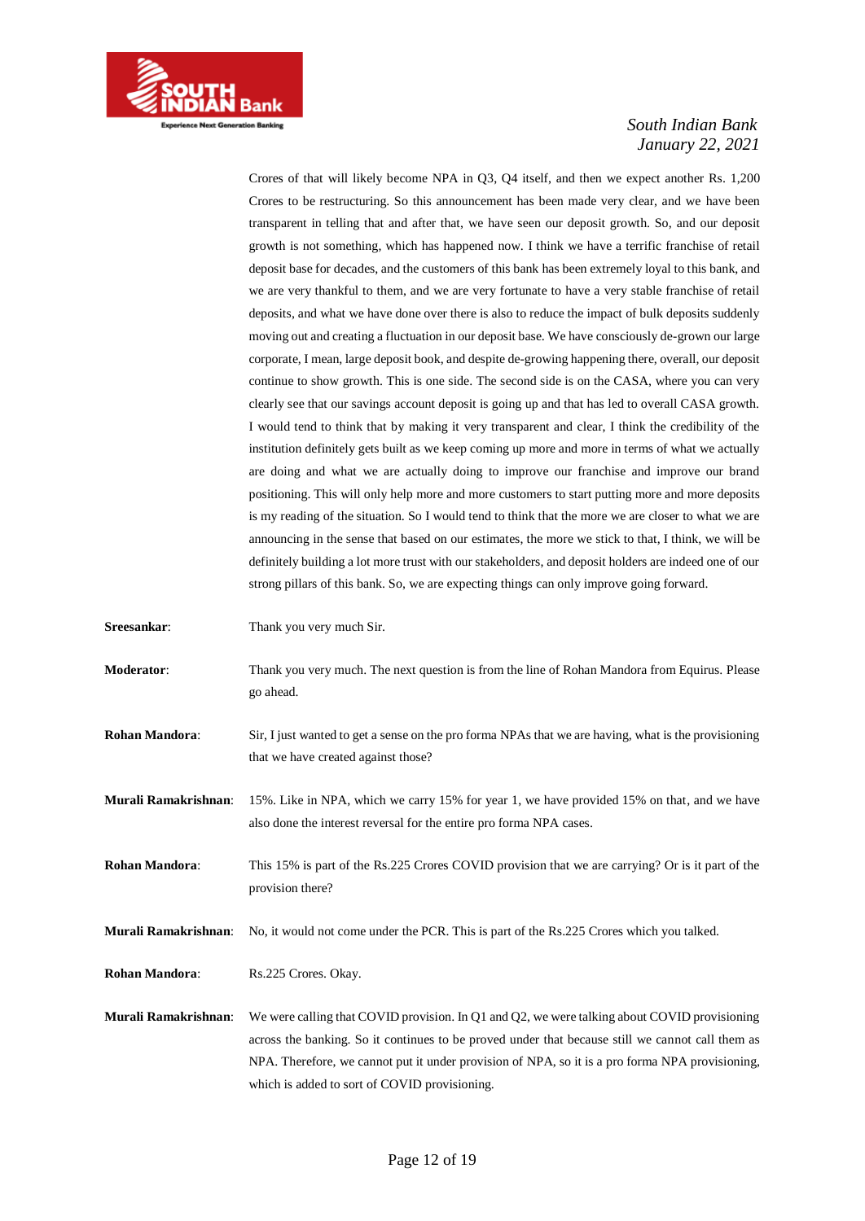Crores of that will likely become NPA in Q3, Q4 itself, and then we expect another Rs. 1,200 Crores to be restructuring. So this announcement has been made very clear, and we have been transparent in telling that and after that, we have seen our deposit growth. So, and our deposit growth is not something, which has happened now. I think we have a terrific franchise of retail deposit base for decades, and the customers of this bank has been extremely loyal to this bank, and we are very thankful to them, and we are very fortunate to have a very stable franchise of retail deposits, and what we have done over there is also to reduce the impact of bulk deposits suddenly moving out and creating a fluctuation in our deposit base. We have consciously de-grown our large corporate, I mean, large deposit book, and despite de-growing happening there, overall, our deposit continue to show growth. This is one side. The second side is on the CASA, where you can very clearly see that our savings account deposit is going up and that has led to overall CASA growth. I would tend to think that by making it very transparent and clear, I think the credibility of the institution definitely gets built as we keep coming up more and more in terms of what we actually are doing and what we are actually doing to improve our franchise and improve our brand positioning. This will only help more and more customers to start putting more and more deposits is my reading of the situation. So I would tend to think that the more we are closer to what we are announcing in the sense that based on our estimates, the more we stick to that, I think, we will be definitely building a lot more trust with our stakeholders, and deposit holders are indeed one of our strong pillars of this bank. So, we are expecting things can only improve going forward.

**Sreesankar**: Thank you very much Sir.

**Moderator**: Thank you very much. The next question is from the line of Rohan Mandora from Equirus. Please go ahead.

**Rohan Mandora**: Sir, I just wanted to get a sense on the pro forma NPAs that we are having, what is the provisioning that we have created against those?

**Murali Ramakrishnan**: 15%. Like in NPA, which we carry 15% for year 1, we have provided 15% on that, and we have also done the interest reversal for the entire pro forma NPA cases.

**Rohan Mandora**: This 15% is part of the Rs.225 Crores COVID provision that we are carrying? Or is it part of the provision there?

**Murali Ramakrishnan**: No, it would not come under the PCR. This is part of the Rs.225 Crores which you talked.

**Rohan Mandora**: Rs.225 Crores. Okay.

**Murali Ramakrishnan**: We were calling that COVID provision. In Q1 and Q2, we were talking about COVID provisioning across the banking. So it continues to be proved under that because still we cannot call them as NPA. Therefore, we cannot put it under provision of NPA, so it is a pro forma NPA provisioning, which is added to sort of COVID provisioning.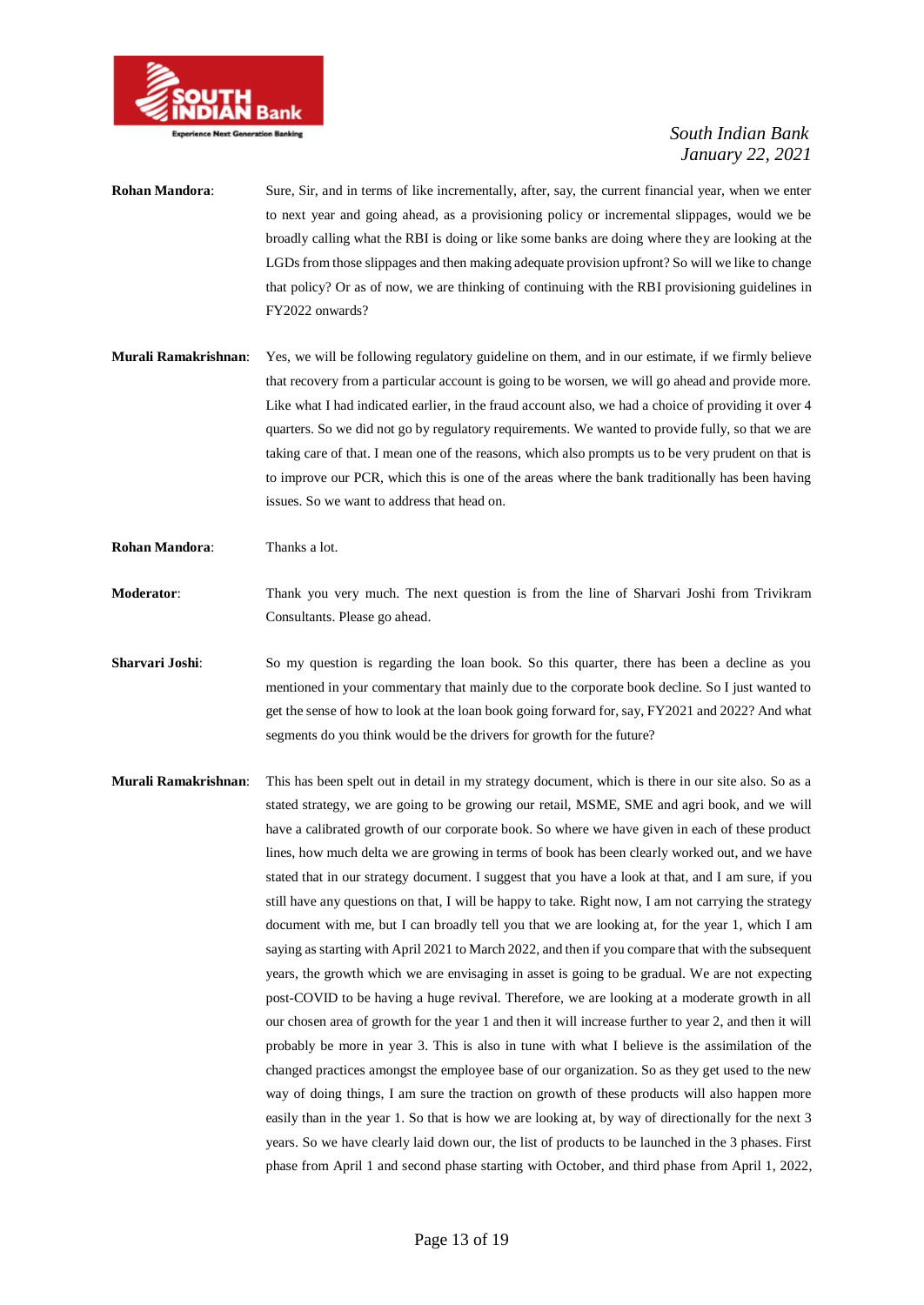**Rohan Mandora**: Sure, Sir, and in terms of like incrementally, after, say, the current financial year, when we enter to next year and going ahead, as a provisioning policy or incremental slippages, would we be broadly calling what the RBI is doing or like some banks are doing where they are looking at the LGDs from those slippages and then making adequate provision upfront? So will we like to change that policy? Or as of now, we are thinking of continuing with the RBI provisioning guidelines in FY2022 onwards?

**Murali Ramakrishnan**: Yes, we will be following regulatory guideline on them, and in our estimate, if we firmly believe that recovery from a particular account is going to be worsen, we will go ahead and provide more. Like what I had indicated earlier, in the fraud account also, we had a choice of providing it over 4 quarters. So we did not go by regulatory requirements. We wanted to provide fully, so that we are taking care of that. I mean one of the reasons, which also prompts us to be very prudent on that is to improve our PCR, which this is one of the areas where the bank traditionally has been having issues. So we want to address that head on.

**Rohan Mandora**: Thanks a lot.

**Moderator**: Thank you very much. The next question is from the line of Sharvari Joshi from Trivikram Consultants. Please go ahead.

**Sharvari Joshi**: So my question is regarding the loan book. So this quarter, there has been a decline as you mentioned in your commentary that mainly due to the corporate book decline. So I just wanted to get the sense of how to look at the loan book going forward for, say, FY2021 and 2022? And what segments do you think would be the drivers for growth for the future?

**Murali Ramakrishnan**: This has been spelt out in detail in my strategy document, which is there in our site also. So as a stated strategy, we are going to be growing our retail, MSME, SME and agri book, and we will have a calibrated growth of our corporate book. So where we have given in each of these product lines, how much delta we are growing in terms of book has been clearly worked out, and we have stated that in our strategy document. I suggest that you have a look at that, and I am sure, if you still have any questions on that, I will be happy to take. Right now, I am not carrying the strategy document with me, but I can broadly tell you that we are looking at, for the year 1, which I am saying as starting with April 2021 to March 2022, and then if you compare that with the subsequent years, the growth which we are envisaging in asset is going to be gradual. We are not expecting post-COVID to be having a huge revival. Therefore, we are looking at a moderate growth in all our chosen area of growth for the year 1 and then it will increase further to year 2, and then it will probably be more in year 3. This is also in tune with what I believe is the assimilation of the changed practices amongst the employee base of our organization. So as they get used to the new way of doing things, I am sure the traction on growth of these products will also happen more easily than in the year 1. So that is how we are looking at, by way of directionally for the next 3 years. So we have clearly laid down our, the list of products to be launched in the 3 phases. First phase from April 1 and second phase starting with October, and third phase from April 1, 2022,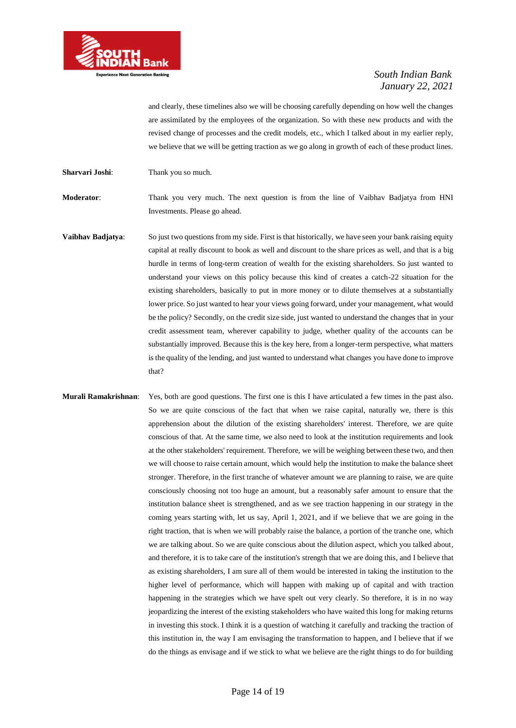and clearly, these timelines also we will be choosing carefully depending on how well the changes are assimilated by the employees of the organization. So with these new products and with the revised change of processes and the credit models, etc., which I talked about in my earlier reply, we believe that we will be getting traction as we go along in growth of each of these product lines.

**Sharvari Joshi**: Thank you so much.

**Moderator**: Thank you very much. The next question is from the line of Vaibhav Badjatya from HNI Investments. Please go ahead.

**Vaibhav Badjatya**: So just two questions from my side. First is that historically, we have seen your bank raising equity capital at really discount to book as well and discount to the share prices as well, and that is a big hurdle in terms of long-term creation of wealth for the existing shareholders. So just wanted to understand your views on this policy because this kind of creates a catch-22 situation for the existing shareholders, basically to put in more money or to dilute themselves at a substantially lower price. So just wanted to hear your views going forward, under your management, what would be the policy? Secondly, on the credit size side, just wanted to understand the changes that in your credit assessment team, wherever capability to judge, whether quality of the accounts can be substantially improved. Because this is the key here, from a longer-term perspective, what matters is the quality of the lending, and just wanted to understand what changes you have done to improve that?

**Murali Ramakrishnan**: Yes, both are good questions. The first one is this I have articulated a few times in the past also. So we are quite conscious of the fact that when we raise capital, naturally we, there is this apprehension about the dilution of the existing shareholders' interest. Therefore, we are quite conscious of that. At the same time, we also need to look at the institution requirements and look at the other stakeholders' requirement. Therefore, we will be weighing between these two, and then we will choose to raise certain amount, which would help the institution to make the balance sheet stronger. Therefore, in the first tranche of whatever amount we are planning to raise, we are quite consciously choosing not too huge an amount, but a reasonably safer amount to ensure that the institution balance sheet is strengthened, and as we see traction happening in our strategy in the coming years starting with, let us say, April 1, 2021, and if we believe that we are going in the right traction, that is when we will probably raise the balance, a portion of the tranche one, which we are talking about. So we are quite conscious about the dilution aspect, which you talked about, and therefore, it is to take care of the institution's strength that we are doing this, and I believe that as existing shareholders, I am sure all of them would be interested in taking the institution to the higher level of performance, which will happen with making up of capital and with traction happening in the strategies which we have spelt out very clearly. So therefore, it is in no way jeopardizing the interest of the existing stakeholders who have waited this long for making returns in investing this stock. I think it is a question of watching it carefully and tracking the traction of this institution in, the way I am envisaging the transformation to happen, and I believe that if we do the things as envisage and if we stick to what we believe are the right things to do for building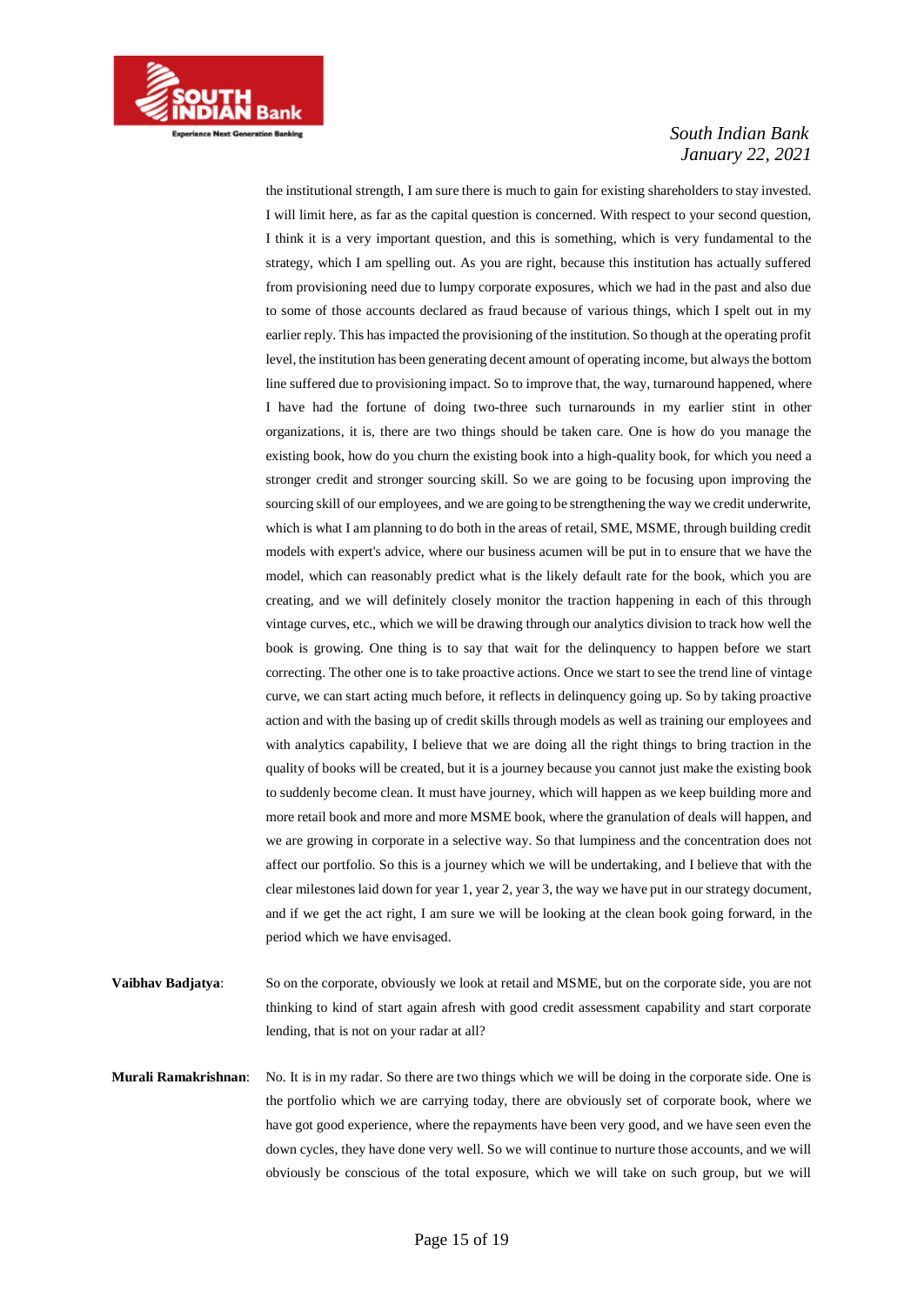the institutional strength, I am sure there is much to gain for existing shareholders to stay invested. I will limit here, as far as the capital question is concerned. With respect to your second question, I think it is a very important question, and this is something, which is very fundamental to the strategy, which I am spelling out. As you are right, because this institution has actually suffered from provisioning need due to lumpy corporate exposures, which we had in the past and also due to some of those accounts declared as fraud because of various things, which I spelt out in my earlier reply. This has impacted the provisioning of the institution. So though at the operating profit level, the institution has been generating decent amount of operating income, but always the bottom line suffered due to provisioning impact. So to improve that, the way, turnaround happened, where I have had the fortune of doing two-three such turnarounds in my earlier stint in other organizations, it is, there are two things should be taken care. One is how do you manage the existing book, how do you churn the existing book into a high-quality book, for which you need a stronger credit and stronger sourcing skill. So we are going to be focusing upon improving the sourcing skill of our employees, and we are going to be strengthening the way we credit underwrite, which is what I am planning to do both in the areas of retail, SME, MSME, through building credit models with expert's advice, where our business acumen will be put in to ensure that we have the model, which can reasonably predict what is the likely default rate for the book, which you are creating, and we will definitely closely monitor the traction happening in each of this through vintage curves, etc., which we will be drawing through our analytics division to track how well the book is growing. One thing is to say that wait for the delinquency to happen before we start correcting. The other one is to take proactive actions. Once we start to see the trend line of vintage curve, we can start acting much before, it reflects in delinquency going up. So by taking proactive action and with the basing up of credit skills through models as well as training our employees and with analytics capability, I believe that we are doing all the right things to bring traction in the quality of books will be created, but it is a journey because you cannot just make the existing book to suddenly become clean. It must have journey, which will happen as we keep building more and more retail book and more and more MSME book, where the granulation of deals will happen, and we are growing in corporate in a selective way. So that lumpiness and the concentration does not affect our portfolio. So this is a journey which we will be undertaking, and I believe that with the clear milestones laid down for year 1, year 2, year 3, the way we have put in our strategy document, and if we get the act right, I am sure we will be looking at the clean book going forward, in the period which we have envisaged.

**Vaibhav Badjatya**: So on the corporate, obviously we look at retail and MSME, but on the corporate side, you are not thinking to kind of start again afresh with good credit assessment capability and start corporate lending, that is not on your radar at all?

**Murali Ramakrishnan**: No. It is in my radar. So there are two things which we will be doing in the corporate side. One is the portfolio which we are carrying today, there are obviously set of corporate book, where we have got good experience, where the repayments have been very good, and we have seen even the down cycles, they have done very well. So we will continue to nurture those accounts, and we will obviously be conscious of the total exposure, which we will take on such group, but we will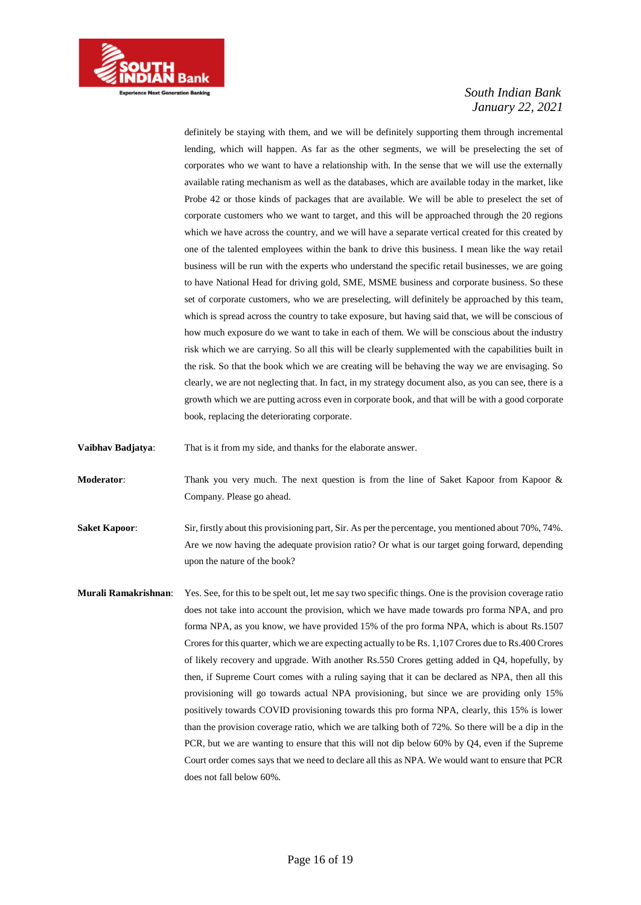definitely be staying with them, and we will be definitely supporting them through incremental lending, which will happen. As far as the other segments, we will be preselecting the set of corporates who we want to have a relationship with. In the sense that we will use the externally available rating mechanism as well as the databases, which are available today in the market, like Probe 42 or those kinds of packages that are available. We will be able to preselect the set of corporate customers who we want to target, and this will be approached through the 20 regions which we have across the country, and we will have a separate vertical created for this created by one of the talented employees within the bank to drive this business. I mean like the way retail business will be run with the experts who understand the specific retail businesses, we are going to have National Head for driving gold, SME, MSME business and corporate business. So these set of corporate customers, who we are preselecting, will definitely be approached by this team, which is spread across the country to take exposure, but having said that, we will be conscious of how much exposure do we want to take in each of them. We will be conscious about the industry risk which we are carrying. So all this will be clearly supplemented with the capabilities built in the risk. So that the book which we are creating will be behaving the way we are envisaging. So clearly, we are not neglecting that. In fact, in my strategy document also, as you can see, there is a growth which we are putting across even in corporate book, and that will be with a good corporate book, replacing the deteriorating corporate.

**Vaibhav Badjatya**: That is it from my side, and thanks for the elaborate answer.

**Moderator**: Thank you very much. The next question is from the line of Saket Kapoor from Kapoor & Company. Please go ahead.

**Saket Kapoor**: Sir, firstly about this provisioning part, Sir. As per the percentage, you mentioned about 70%, 74%. Are we now having the adequate provision ratio? Or what is our target going forward, depending upon the nature of the book?

**Murali Ramakrishnan**: Yes. See, for this to be spelt out, let me say two specific things. One is the provision coverage ratio does not take into account the provision, which we have made towards pro forma NPA, and pro forma NPA, as you know, we have provided 15% of the pro forma NPA, which is about Rs.1507 Crores for this quarter, which we are expecting actually to be Rs. 1,107 Crores due to Rs.400 Crores of likely recovery and upgrade. With another Rs.550 Crores getting added in Q4, hopefully, by then, if Supreme Court comes with a ruling saying that it can be declared as NPA, then all this provisioning will go towards actual NPA provisioning, but since we are providing only 15% positively towards COVID provisioning towards this pro forma NPA, clearly, this 15% is lower than the provision coverage ratio, which we are talking both of 72%. So there will be a dip in the PCR, but we are wanting to ensure that this will not dip below 60% by Q4, even if the Supreme Court order comes says that we need to declare all this as NPA. We would want to ensure that PCR does not fall below 60%.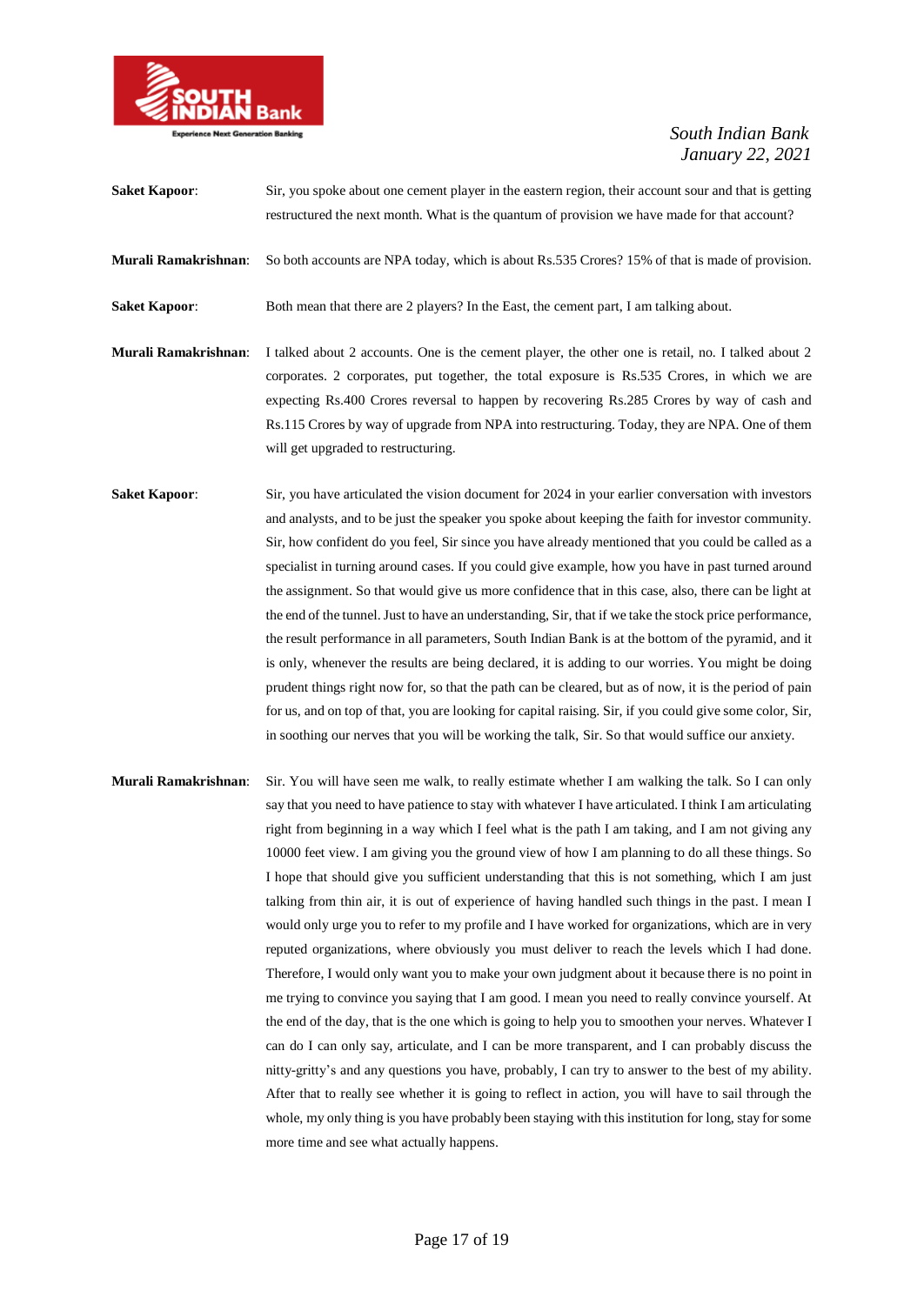**Saket Kapoor**: Sir, you spoke about one cement player in the eastern region, their account sour and that is getting restructured the next month. What is the quantum of provision we have made for that account?

**Murali Ramakrishnan**: So both accounts are NPA today, which is about Rs.535 Crores? 15% of that is made of provision.

**Saket Kapoor**: Both mean that there are 2 players? In the East, the cement part, I am talking about.

**Murali Ramakrishnan**: I talked about 2 accounts. One is the cement player, the other one is retail, no. I talked about 2 corporates. 2 corporates, put together, the total exposure is Rs.535 Crores, in which we are expecting Rs.400 Crores reversal to happen by recovering Rs.285 Crores by way of cash and Rs.115 Crores by way of upgrade from NPA into restructuring. Today, they are NPA. One of them will get upgraded to restructuring.

**Saket Kapoor**: Sir, you have articulated the vision document for 2024 in your earlier conversation with investors and analysts, and to be just the speaker you spoke about keeping the faith for investor community. Sir, how confident do you feel, Sir since you have already mentioned that you could be called as a specialist in turning around cases. If you could give example, how you have in past turned around the assignment. So that would give us more confidence that in this case, also, there can be light at the end of the tunnel. Just to have an understanding, Sir, that if we take the stock price performance, the result performance in all parameters, South Indian Bank is at the bottom of the pyramid, and it is only, whenever the results are being declared, it is adding to our worries. You might be doing prudent things right now for, so that the path can be cleared, but as of now, it is the period of pain for us, and on top of that, you are looking for capital raising. Sir, if you could give some color, Sir, in soothing our nerves that you will be working the talk, Sir. So that would suffice our anxiety.

**Murali Ramakrishnan**: Sir. You will have seen me walk, to really estimate whether I am walking the talk. So I can only say that you need to have patience to stay with whatever I have articulated. I think I am articulating right from beginning in a way which I feel what is the path I am taking, and I am not giving any 10000 feet view. I am giving you the ground view of how I am planning to do all these things. So I hope that should give you sufficient understanding that this is not something, which I am just talking from thin air, it is out of experience of having handled such things in the past. I mean I would only urge you to refer to my profile and I have worked for organizations, which are in very reputed organizations, where obviously you must deliver to reach the levels which I had done. Therefore, I would only want you to make your own judgment about it because there is no point in me trying to convince you saying that I am good. I mean you need to really convince yourself. At the end of the day, that is the one which is going to help you to smoothen your nerves. Whatever I can do I can only say, articulate, and I can be more transparent, and I can probably discuss the nitty-gritty's and any questions you have, probably, I can try to answer to the best of my ability. After that to really see whether it is going to reflect in action, you will have to sail through the whole, my only thing is you have probably been staying with this institution for long, stay for some more time and see what actually happens.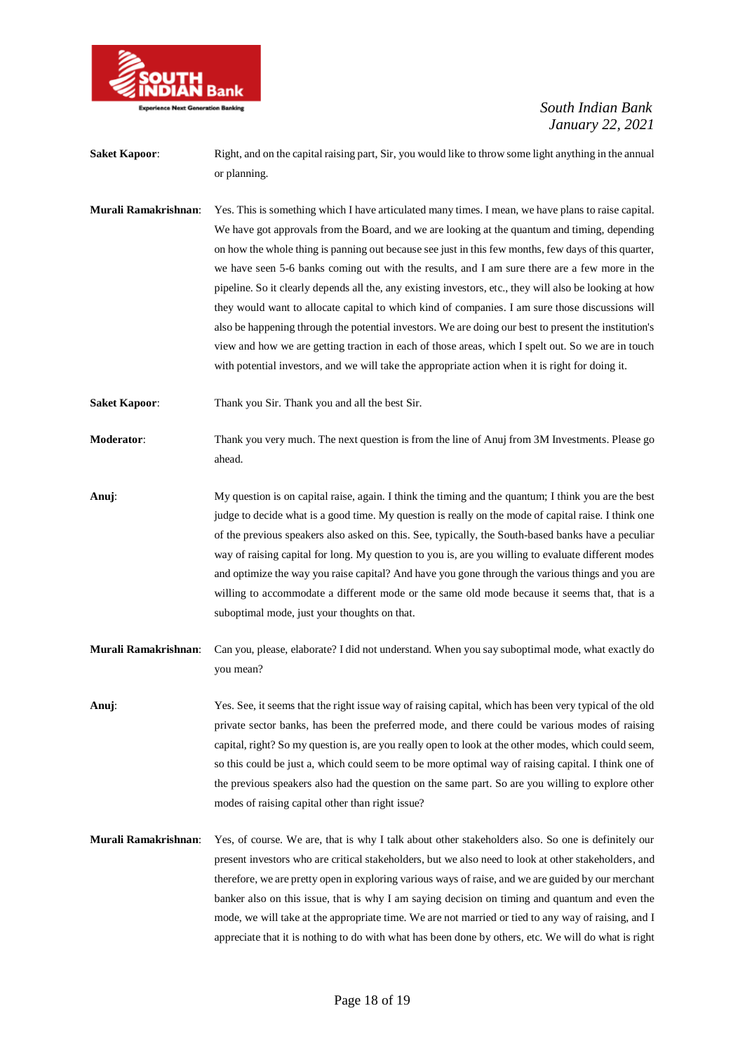**Saket Kapoor**: Right, and on the capital raising part, Sir, you would like to throw some light anything in the annual or planning.

**Murali Ramakrishnan**: Yes. This is something which I have articulated many times. I mean, we have plans to raise capital. We have got approvals from the Board, and we are looking at the quantum and timing, depending on how the whole thing is panning out because see just in this few months, few days of this quarter, we have seen 5-6 banks coming out with the results, and I am sure there are a few more in the pipeline. So it clearly depends all the, any existing investors, etc., they will also be looking at how they would want to allocate capital to which kind of companies. I am sure those discussions will also be happening through the potential investors. We are doing our best to present the institution's view and how we are getting traction in each of those areas, which I spelt out. So we are in touch with potential investors, and we will take the appropriate action when it is right for doing it.

**Saket Kapoor**: Thank you Sir. Thank you and all the best Sir.

**Moderator**: Thank you very much. The next question is from the line of Anuj from 3M Investments. Please go ahead.

**Anuj**: My question is on capital raise, again. I think the timing and the quantum; I think you are the best judge to decide what is a good time. My question is really on the mode of capital raise. I think one of the previous speakers also asked on this. See, typically, the South-based banks have a peculiar way of raising capital for long. My question to you is, are you willing to evaluate different modes and optimize the way you raise capital? And have you gone through the various things and you are willing to accommodate a different mode or the same old mode because it seems that, that is a suboptimal mode, just your thoughts on that.

**Murali Ramakrishnan**: Can you, please, elaborate? I did not understand. When you say suboptimal mode, what exactly do you mean?

**Anuj**: Yes. See, it seems that the right issue way of raising capital, which has been very typical of the old private sector banks, has been the preferred mode, and there could be various modes of raising capital, right? So my question is, are you really open to look at the other modes, which could seem, so this could be just a, which could seem to be more optimal way of raising capital. I think one of the previous speakers also had the question on the same part. So are you willing to explore other modes of raising capital other than right issue?

**Murali Ramakrishnan**: Yes, of course. We are, that is why I talk about other stakeholders also. So one is definitely our present investors who are critical stakeholders, but we also need to look at other stakeholders, and therefore, we are pretty open in exploring various ways of raise, and we are guided by our merchant banker also on this issue, that is why I am saying decision on timing and quantum and even the mode, we will take at the appropriate time. We are not married or tied to any way of raising, and I appreciate that it is nothing to do with what has been done by others, etc. We will do what is right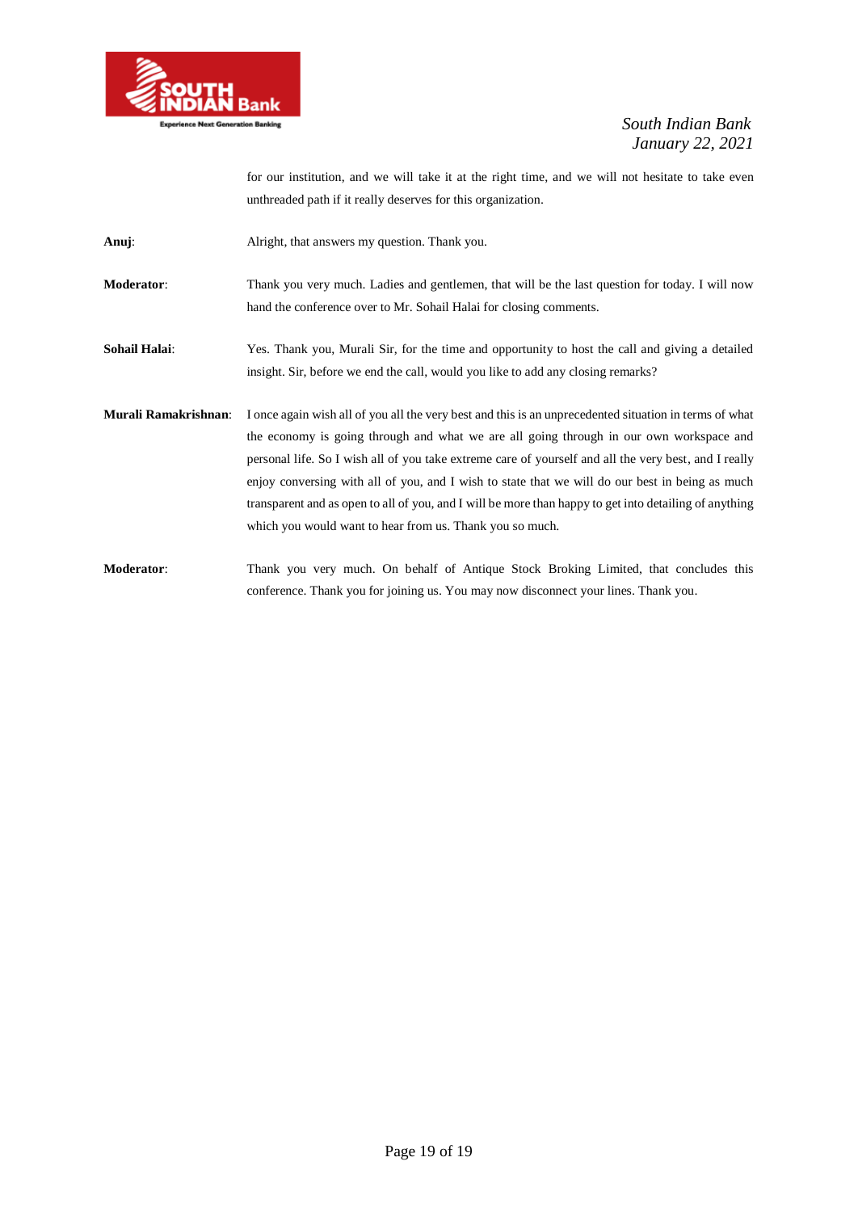for our institution, and we will take it at the right time, and we will not hesitate to take even unthreaded path if it really deserves for this organization.

**Anuj**: Alright, that answers my question. Thank you.

**Moderator**: Thank you very much. Ladies and gentlemen, that will be the last question for today. I will now hand the conference over to Mr. Sohail Halai for closing comments.

**Sohail Halai**: Yes. Thank you, Murali Sir, for the time and opportunity to host the call and giving a detailed insight. Sir, before we end the call, would you like to add any closing remarks?

**Murali Ramakrishnan**: I once again wish all of you all the very best and this is an unprecedented situation in terms of what the economy is going through and what we are all going through in our own workspace and personal life. So I wish all of you take extreme care of yourself and all the very best, and I really enjoy conversing with all of you, and I wish to state that we will do our best in being as much transparent and as open to all of you, and I will be more than happy to get into detailing of anything which you would want to hear from us. Thank you so much.

**Moderator**: Thank you very much. On behalf of Antique Stock Broking Limited, that concludes this conference. Thank you for joining us. You may now disconnect your lines. Thank you.